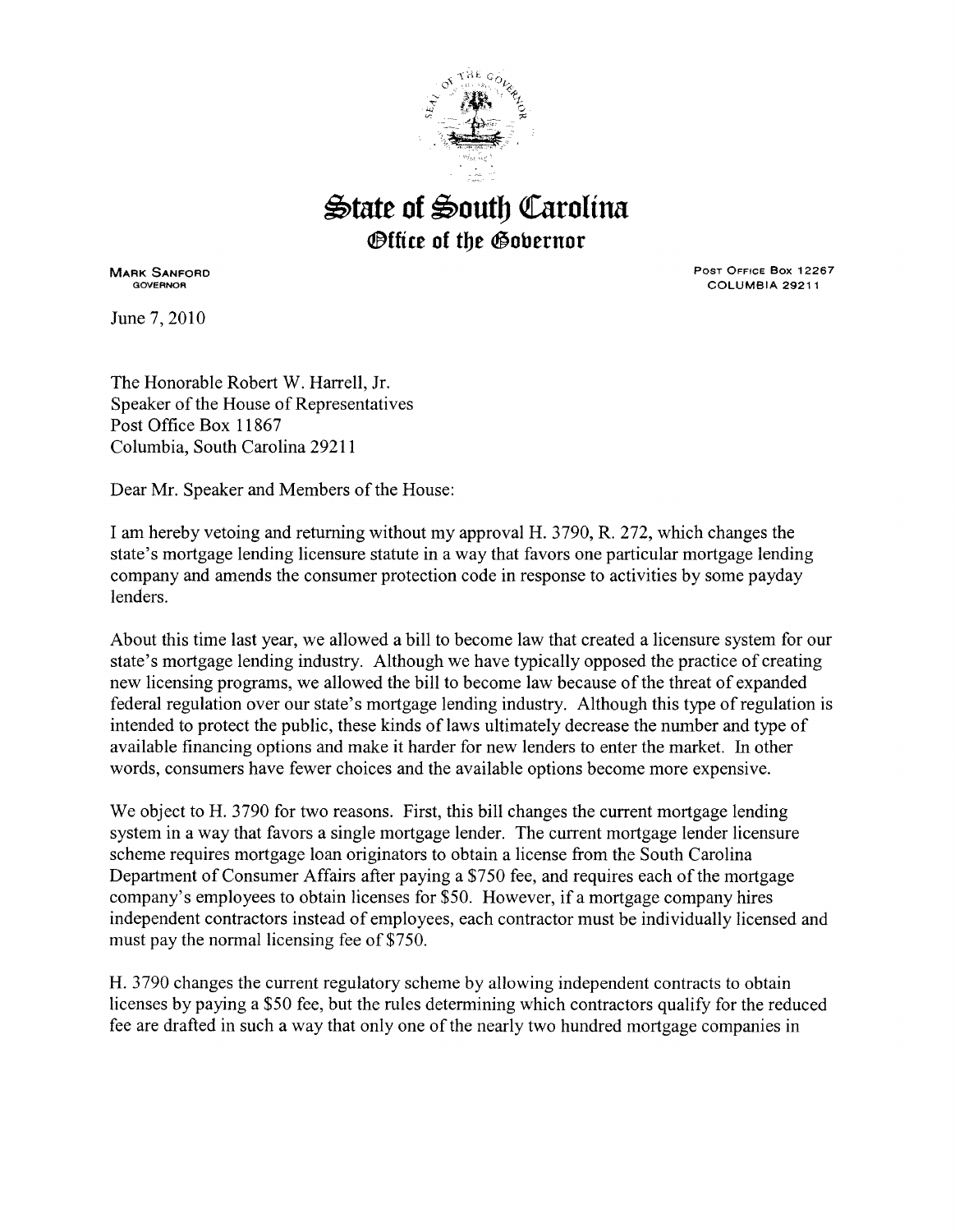# State of South Carolina

## Office of the Governor

MARK SANFORD
GOVERNOR

POST OFFICE BOX 12267
COLUMBIA 29211

June 7, 2010

The Honorable Robert W. Harrell, Jr.
Speaker of the House of Representatives
Post Office Box 11867
Columbia, South Carolina 29211

Dear Mr. Speaker and Members of the House:

I am hereby vetoing and returning without my approval H. 3790, R. 272, which changes the state's mortgage lending licensure statute in a way that favors one particular mortgage lending company and amends the consumer protection code in response to activities by some payday lenders.

About this time last year, we allowed a bill to become law that created a licensure system for our state's mortgage lending industry. Although we have typically opposed the practice of creating new licensing programs, we allowed the bill to become law because of the threat of expanded federal regulation over our state's mortgage lending industry. Although this type of regulation is intended to protect the public, these kinds of laws ultimately decrease the number and type of available financing options and make it harder for new lenders to enter the market. In other words, consumers have fewer choices and the available options become more expensive.

We object to H. 3790 for two reasons. First, this bill changes the current mortgage lending system in a way that favors a single mortgage lender. The current mortgage lender licensure scheme requires mortgage loan originators to obtain a license from the South Carolina Department of Consumer Affairs after paying a $750 fee, and requires each of the mortgage company's employees to obtain licenses for $50. However, if a mortgage company hires independent contractors instead of employees, each contractor must be individually licensed and must pay the normal licensing fee of $750.

H. 3790 changes the current regulatory scheme by allowing independent contracts to obtain licenses by paying a $50 fee, but the rules determining which contractors qualify for the reduced fee are drafted in such a way that only one of the nearly two hundred mortgage companies in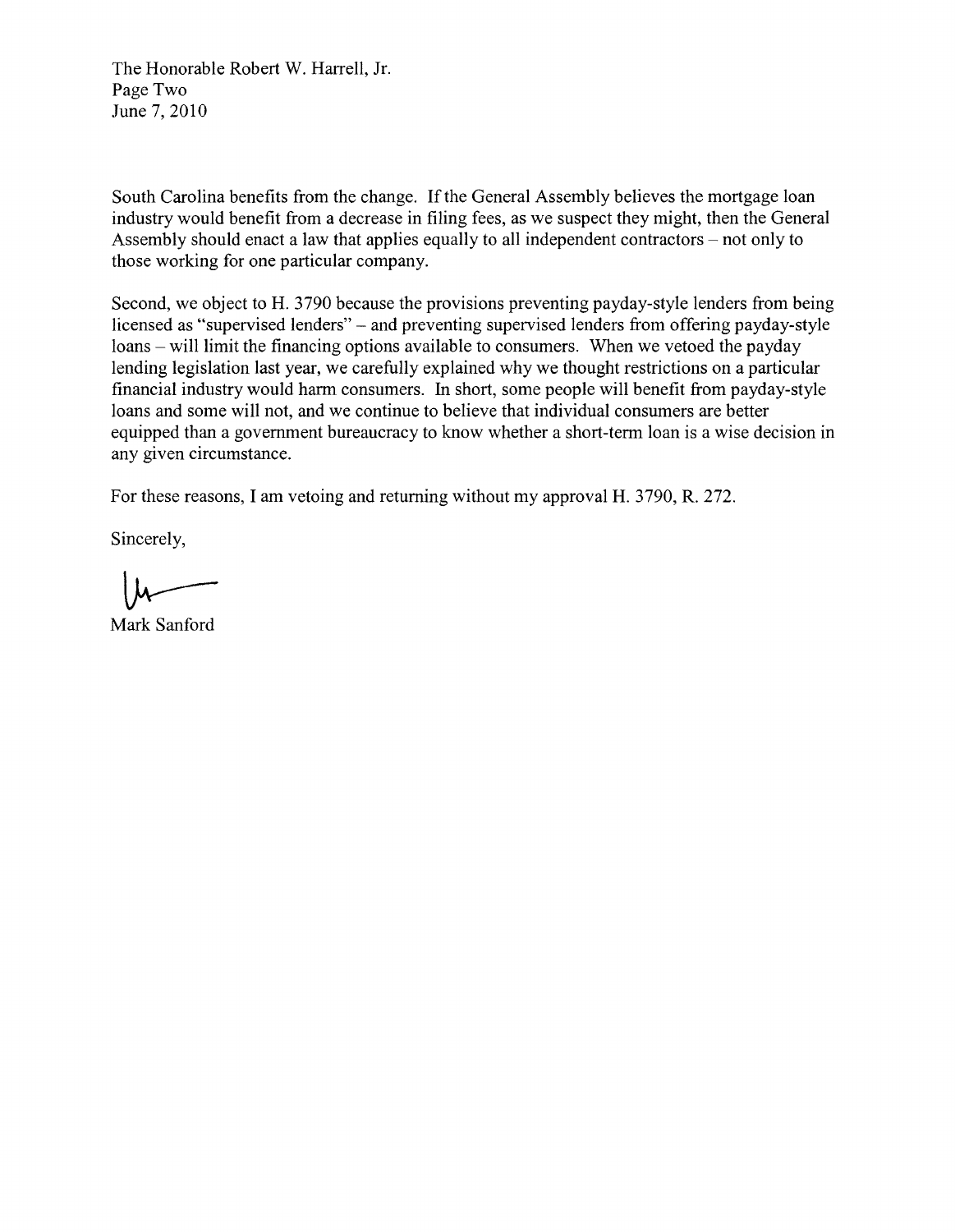The Honorable Robert W. Harrell, Jr.
Page Two
June 7, 2010

South Carolina benefits from the change. If the General Assembly believes the mortgage loan industry would benefit from a decrease in filing fees, as we suspect they might, then the General Assembly should enact a law that applies equally to all independent contractors – not only to those working for one particular company.

Second, we object to H. 3790 because the provisions preventing payday-style lenders from being licensed as "supervised lenders" – and preventing supervised lenders from offering payday-style loans – will limit the financing options available to consumers. When we vetoed the payday lending legislation last year, we carefully explained why we thought restrictions on a particular financial industry would harm consumers. In short, some people will benefit from payday-style loans and some will not, and we continue to believe that individual consumers are better equipped than a government bureaucracy to know whether a short-term loan is a wise decision in any given circumstance.

For these reasons, I am vetoing and returning without my approval H. 3790, R. 272.

Sincerely,

Mark Sanford